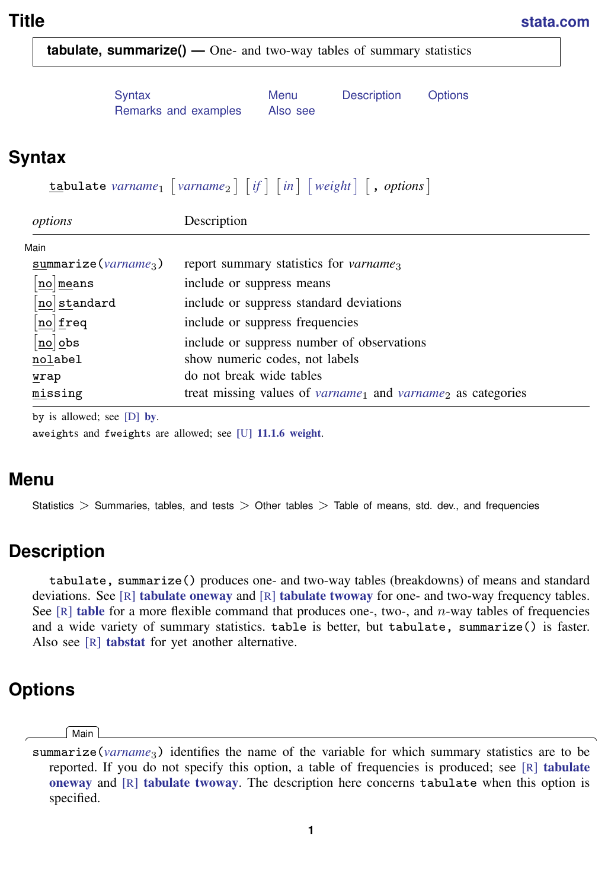# Title

**stata.com**

**tabulate, summarize() —** One- and two-way tables of summary statistics

Syntax | Menu | Description | Options
Remarks and examples | Also see

## Syntax

`tabulate` *varname*$_1$ [ *varname*$_2$ ] [ *if* ] [ *in* ] [ *weight* ] [ , *options* ]

| *options* | Description |
|---|---|
| Main | |
| `summarize(`*varname*$_3$`)` | report summary statistics for *varname*$_3$ |
| [`no`]`means` | include or suppress means |
| [`no`]`standard` | include or suppress standard deviations |
| [`no`]`freq` | include or suppress frequencies |
| [`no`]`obs` | include or suppress number of observations |
| `nolabel` | show numeric codes, not labels |
| `wrap` | do not break wide tables |
| `missing` | treat missing values of *varname*$_1$ and *varname*$_2$ as categories |

`by` is allowed; see [D] **by**.
`aweight`s and `fweight`s are allowed; see [U] **11.1.6 weight**.

## Menu

Statistics > Summaries, tables, and tests > Other tables > Table of means, std. dev., and frequencies

## Description

`tabulate, summarize()` produces one- and two-way tables (breakdowns) of means and standard deviations. See [R] **tabulate oneway** and [R] **tabulate twoway** for one- and two-way frequency tables. See [R] **table** for a more flexible command that produces one-, two-, and $n$-way tables of frequencies and a wide variety of summary statistics. `table` is better, but `tabulate, summarize()` is faster. Also see [R] **tabstat** for yet another alternative.

## Options

Main

`summarize(`*varname*$_3$`)` identifies the name of the variable for which summary statistics are to be reported. If you do not specify this option, a table of frequencies is produced; see [R] **tabulate oneway** and [R] **tabulate twoway**. The description here concerns `tabulate` when this option is specified.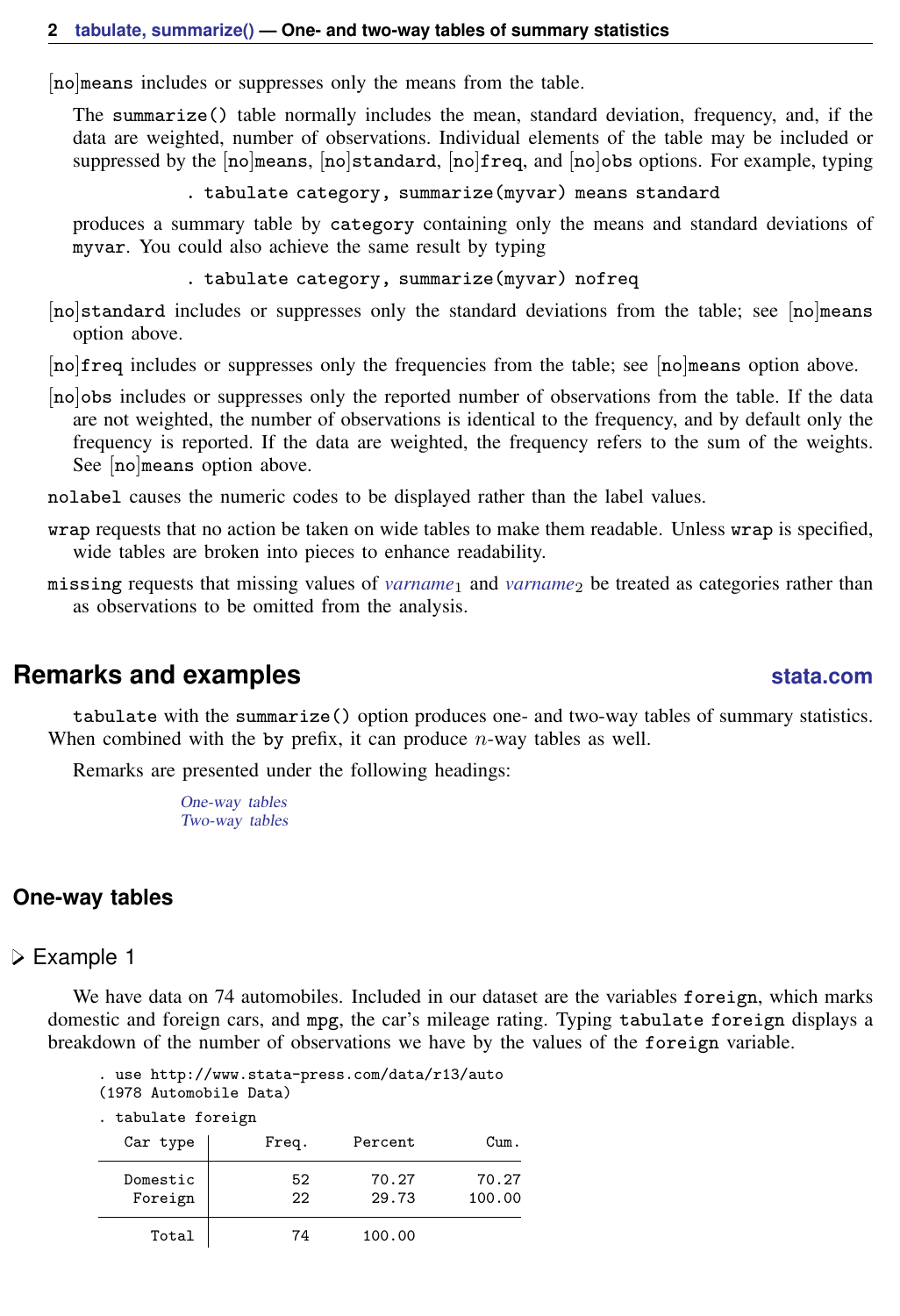[no]means includes or suppresses only the means from the table.

The summarize() table normally includes the mean, standard deviation, frequency, and, if the data are weighted, number of observations. Individual elements of the table may be included or suppressed by the [no]means, [no]standard, [no]freq, and [no]obs options. For example, typing

```
. tabulate category, summarize(myvar) means standard
```

produces a summary table by category containing only the means and standard deviations of myvar. You could also achieve the same result by typing

```
. tabulate category, summarize(myvar) nofreq
```

[no]standard includes or suppresses only the standard deviations from the table; see [no]means option above.

[no]freq includes or suppresses only the frequencies from the table; see [no]means option above.

[no]obs includes or suppresses only the reported number of observations from the table. If the data are not weighted, the number of observations is identical to the frequency, and by default only the frequency is reported. If the data are weighted, the frequency refers to the sum of the weights. See [no]means option above.

nolabel causes the numeric codes to be displayed rather than the label values.

wrap requests that no action be taken on wide tables to make them readable. Unless wrap is specified, wide tables are broken into pieces to enhance readability.

missing requests that missing values of *varname*$_1$ and *varname*$_2$ be treated as categories rather than as observations to be omitted from the analysis.

## Remarks and examples

tabulate with the summarize() option produces one- and two-way tables of summary statistics. When combined with the by prefix, it can produce $n$-way tables as well.

Remarks are presented under the following headings:

*One-way tables*
*Two-way tables*

### One-way tables

#### Example 1

We have data on 74 automobiles. Included in our dataset are the variables foreign, which marks domestic and foreign cars, and mpg, the car's mileage rating. Typing tabulate foreign displays a breakdown of the number of observations we have by the values of the foreign variable.

```
. use http://www.stata-press.com/data/r13/auto
(1978 Automobile Data)

. tabulate foreign

   Car type |      Freq.     Percent        Cum.
------------+-----------------------------------
   Domestic |         52       70.27       70.27
    Foreign |         22       29.73      100.00
------------+-----------------------------------
      Total |         74      100.00
```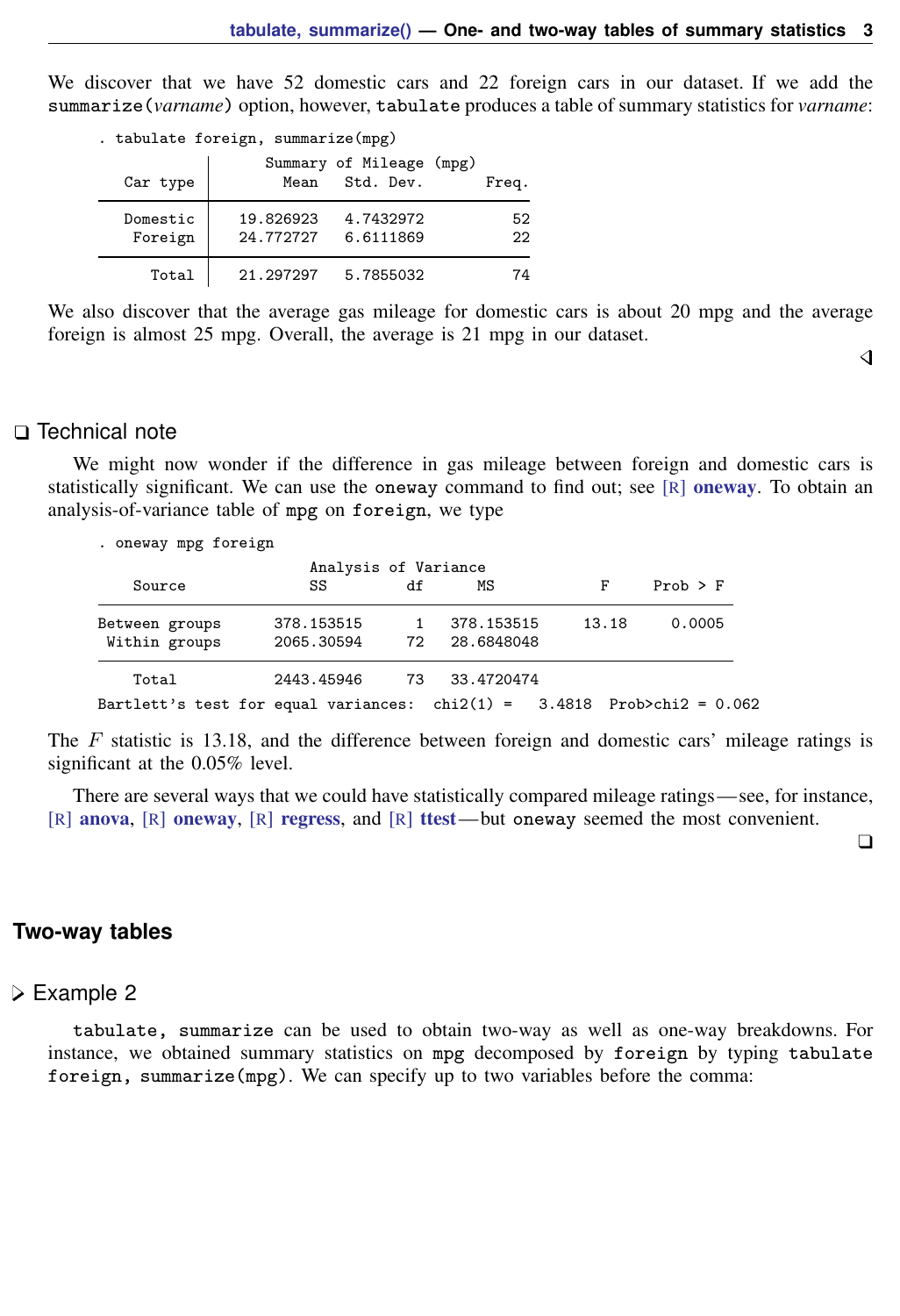We discover that we have 52 domestic cars and 22 foreign cars in our dataset. If we add the `summarize(`*varname*`)` option, however, `tabulate` produces a table of summary statistics for *varname*:

```
. tabulate foreign, summarize(mpg)

            |     Summary of Mileage (mpg)
   Car type |        Mean   Std. Dev.       Freq.
------------+------------------------------------
   Domestic |   19.826923   4.7432972          52
    Foreign |   24.772727   6.6111869          22
------------+------------------------------------
      Total |   21.297297   5.7855032          74
```

We also discover that the average gas mileage for domestic cars is about 20 mpg and the average foreign is almost 25 mpg. Overall, the average is 21 mpg in our dataset.

## Technical note

We might now wonder if the difference in gas mileage between foreign and domestic cars is statistically significant. We can use the `oneway` command to find out; see [R] **oneway**. To obtain an analysis-of-variance table of `mpg` on `foreign`, we type

```
. oneway mpg foreign

                        Analysis of Variance
    Source              SS         df      MS            F     Prob > F
------------------------------------------------------------------------
Between groups      378.153515      1   378.153515     13.18     0.0005
 Within groups      2065.30594     72   28.6848048
------------------------------------------------------------------------
    Total           2443.45946     73   33.4720474

Bartlett's test for equal variances:  chi2(1) =   3.4818  Prob>chi2 = 0.062
```

The $F$ statistic is 13.18, and the difference between foreign and domestic cars' mileage ratings is significant at the 0.05% level.

There are several ways that we could have statistically compared mileage ratings—see, for instance, [R] **anova**, [R] **oneway**, [R] **regress**, and [R] **ttest**—but `oneway` seemed the most convenient.

## Two-way tables

### Example 2

`tabulate, summarize` can be used to obtain two-way as well as one-way breakdowns. For instance, we obtained summary statistics on `mpg` decomposed by `foreign` by typing `tabulate foreign, summarize(mpg)`. We can specify up to two variables before the comma: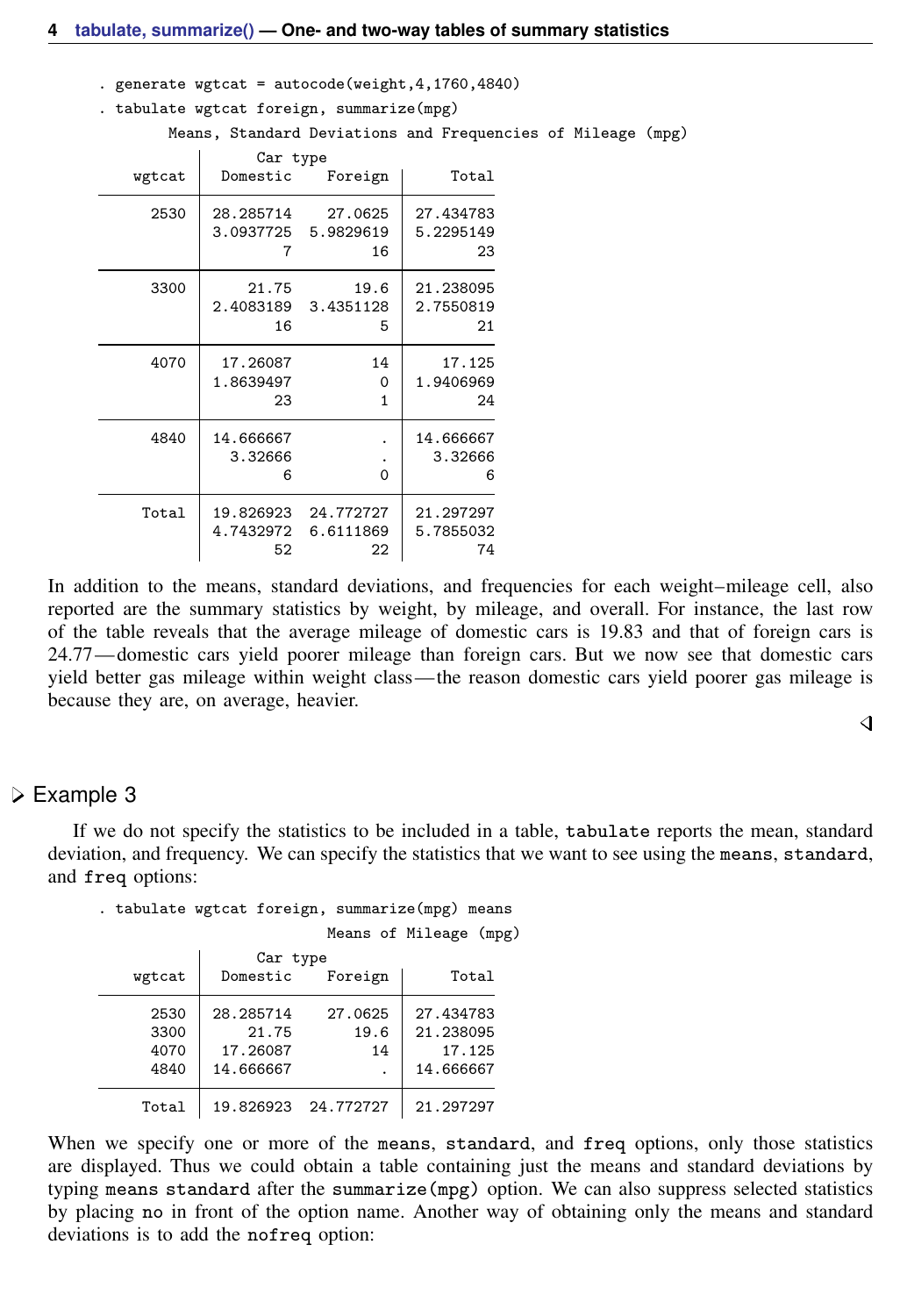```
. generate wgtcat = autocode(weight,4,1760,4840)
. tabulate wgtcat foreign, summarize(mpg)

       Means, Standard Deviations and Frequencies of Mileage (mpg)

           |       Car type
    wgtcat |  Domestic    Foreign |     Total
-----------+----------------------+----------
      2530 | 28.285714    27.0625 | 27.434783
           | 3.0937725  5.9829619 | 5.2295149
           |         7         16 |        23
-----------+----------------------+----------
      3300 |     21.75       19.6 | 21.238095
           | 2.4083189  3.4351128 | 2.7550819
           |        16          5 |        21
-----------+----------------------+----------
      4070 |  17.26087         14 |    17.125
           | 1.8639497          0 | 1.9406969
           |        23          1 |        24
-----------+----------------------+----------
      4840 | 14.666667          . | 14.666667
           |   3.32666          . |   3.32666
           |         6          0 |         6
-----------+----------------------+----------
     Total | 19.826923  24.772727 | 21.297297
           | 4.7432972  6.6111869 | 5.7855032
           |        52         22 |        74
```

In addition to the means, standard deviations, and frequencies for each weight–mileage cell, also reported are the summary statistics by weight, by mileage, and overall. For instance, the last row of the table reveals that the average mileage of domestic cars is 19.83 and that of foreign cars is 24.77—domestic cars yield poorer mileage than foreign cars. But we now see that domestic cars yield better gas mileage within weight class—the reason domestic cars yield poorer gas mileage is because they are, on average, heavier.

◁

## ▷ Example 3

If we do not specify the statistics to be included in a table, `tabulate` reports the mean, standard deviation, and frequency. We can specify the statistics that we want to see using the `means`, `standard`, and `freq` options:

```
. tabulate wgtcat foreign, summarize(mpg) means

                        Means of Mileage (mpg)

           |       Car type
    wgtcat |  Domestic    Foreign |     Total
-----------+----------------------+----------
      2530 | 28.285714    27.0625 | 27.434783
      3300 |     21.75       19.6 | 21.238095
      4070 |  17.26087         14 |    17.125
      4840 | 14.666667          . | 14.666667
-----------+----------------------+----------
     Total | 19.826923  24.772727 | 21.297297
```

When we specify one or more of the `means`, `standard`, and `freq` options, only those statistics are displayed. Thus we could obtain a table containing just the means and standard deviations by typing `means standard` after the `summarize(mpg)` option. We can also suppress selected statistics by placing `no` in front of the option name. Another way of obtaining only the means and standard deviations is to add the `nofreq` option: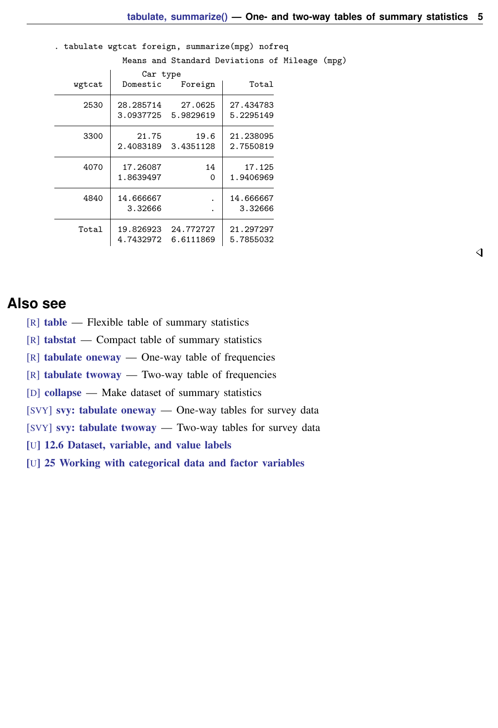```
. tabulate wgtcat foreign, summarize(mpg) nofreq
```

Means and Standard Deviations of Mileage (mpg)

| wgtcat | Car type Domestic | Foreign | Total |
|---|---|---|---|
| 2530 | 28.285714<br>3.0937725 | 27.0625<br>5.9829619 | 27.434783<br>5.2295149 |
| 3300 | 21.75<br>2.4083189 | 19.6<br>3.4351128 | 21.238095<br>2.7550819 |
| 4070 | 17.26087<br>1.8639497 | 14<br>0 | 17.125<br>1.9406969 |
| 4840 | 14.666667<br>3.32666 | .<br>. | 14.666667<br>3.32666 |
| Total | 19.826923<br>4.7432972 | 24.772727<br>6.6111869 | 21.297297<br>5.7855032 |

## Also see

[R] **table** — Flexible table of summary statistics

[R] **tabstat** — Compact table of summary statistics

[R] **tabulate oneway** — One-way table of frequencies

[R] **tabulate twoway** — Two-way table of frequencies

[D] **collapse** — Make dataset of summary statistics

[SVY] **svy: tabulate oneway** — One-way tables for survey data

[SVY] **svy: tabulate twoway** — Two-way tables for survey data

**[U] 12.6 Dataset, variable, and value labels**

**[U] 25 Working with categorical data and factor variables**